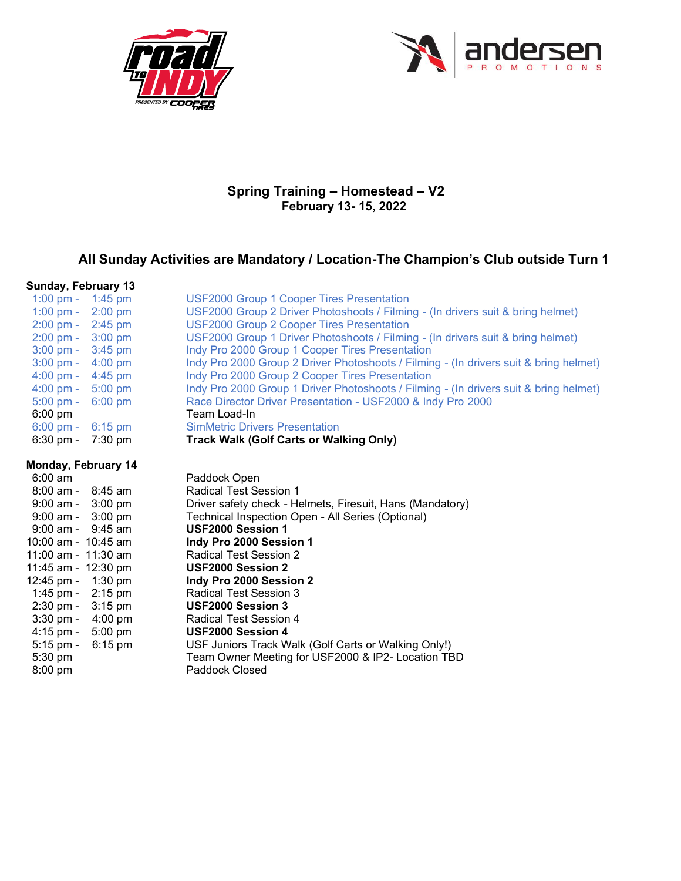# Spring Training – Homestead – V2

**February 13- 15, 2022**

## All Sunday Activities are Mandatory / Location-The Champion's Club outside Turn 1

**Sunday, February 13**

| Time | Activity |
|---|---|
| 1:00 pm - 1:45 pm | USF2000 Group 1 Cooper Tires Presentation |
| 1:00 pm - 2:00 pm | USF2000 Group 2 Driver Photoshoots / Filming - (In drivers suit & bring helmet) |
| 2:00 pm - 2:45 pm | USF2000 Group 2 Cooper Tires Presentation |
| 2:00 pm - 3:00 pm | USF2000 Group 1 Driver Photoshoots / Filming - (In drivers suit & bring helmet) |
| 3:00 pm - 3:45 pm | Indy Pro 2000 Group 1 Cooper Tires Presentation |
| 3:00 pm - 4:00 pm | Indy Pro 2000 Group 2 Driver Photoshoots / Filming - (In drivers suit & bring helmet) |
| 4:00 pm - 4:45 pm | Indy Pro 2000 Group 2 Cooper Tires Presentation |
| 4:00 pm - 5:00 pm | Indy Pro 2000 Group 1 Driver Photoshoots / Filming - (In drivers suit & bring helmet) |
| 5:00 pm - 6:00 pm | Race Director Driver Presentation - USF2000 & Indy Pro 2000 |
| 6:00 pm | Team Load-In |
| 6:00 pm - 6:15 pm | SimMetric Drivers Presentation |
| 6:30 pm - 7:30 pm | **Track Walk (Golf Carts or Walking Only)** |

**Monday, February 14**

| Time | Activity |
|---|---|
| 6:00 am | Paddock Open |
| 8:00 am - 8:45 am | Radical Test Session 1 |
| 9:00 am - 3:00 pm | Driver safety check - Helmets, Firesuit, Hans (Mandatory) |
| 9:00 am - 3:00 pm | Technical Inspection Open - All Series (Optional) |
| 9:00 am - 9:45 am | **USF2000 Session 1** |
| 10:00 am - 10:45 am | **Indy Pro 2000 Session 1** |
| 11:00 am - 11:30 am | Radical Test Session 2 |
| 11:45 am - 12:30 pm | **USF2000 Session 2** |
| 12:45 pm - 1:30 pm | **Indy Pro 2000 Session 2** |
| 1:45 pm - 2:15 pm | Radical Test Session 3 |
| 2:30 pm - 3:15 pm | **USF2000 Session 3** |
| 3:30 pm - 4:00 pm | Radical Test Session 4 |
| 4:15 pm - 5:00 pm | **USF2000 Session 4** |
| 5:15 pm - 6:15 pm | USF Juniors Track Walk (Golf Carts or Walking Only!) |
| 5:30 pm | Team Owner Meeting for USF2000 & IP2- Location TBD |
| 8:00 pm | Paddock Closed |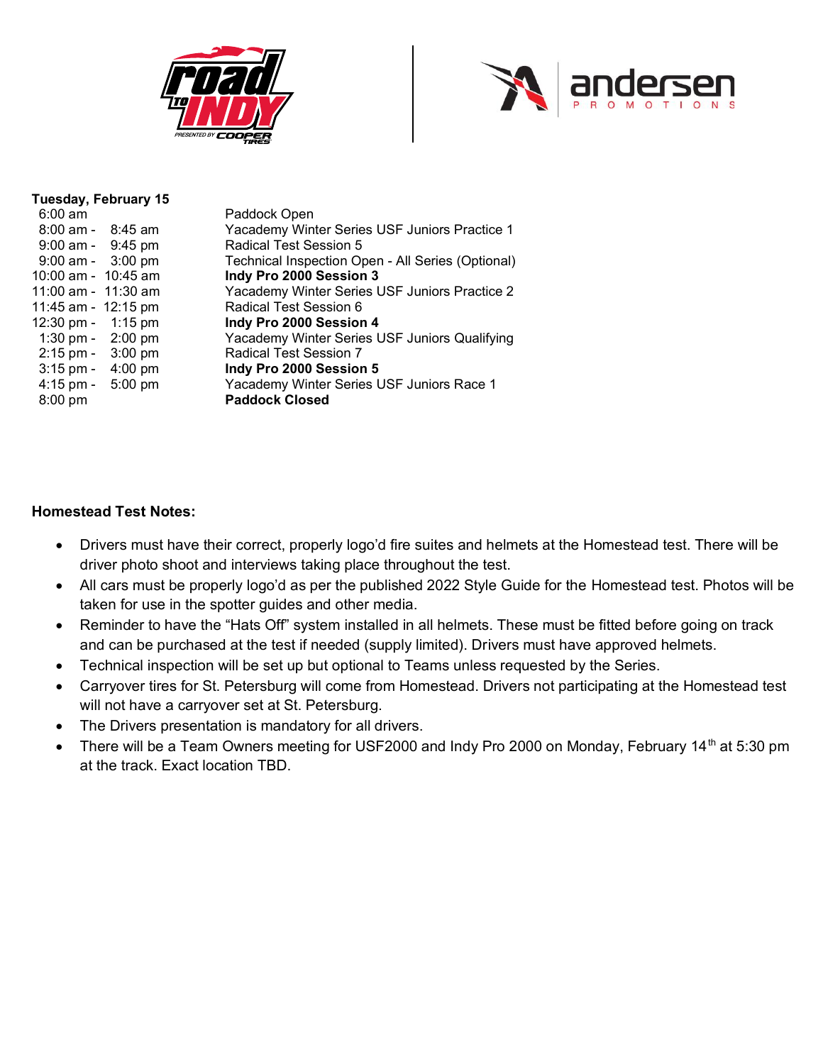**Tuesday, February 15**

| | |
|---|---|
| 6:00 am | Paddock Open |
| 8:00 am - 8:45 am | Yacademy Winter Series USF Juniors Practice 1 |
| 9:00 am - 9:45 pm | Radical Test Session 5 |
| 9:00 am - 3:00 pm | Technical Inspection Open - All Series (Optional) |
| 10:00 am - 10:45 am | **Indy Pro 2000 Session 3** |
| 11:00 am - 11:30 am | Yacademy Winter Series USF Juniors Practice 2 |
| 11:45 am - 12:15 pm | Radical Test Session 6 |
| 12:30 pm - 1:15 pm | **Indy Pro 2000 Session 4** |
| 1:30 pm - 2:00 pm | Yacademy Winter Series USF Juniors Qualifying |
| 2:15 pm - 3:00 pm | Radical Test Session 7 |
| 3:15 pm - 4:00 pm | **Indy Pro 2000 Session 5** |
| 4:15 pm - 5:00 pm | Yacademy Winter Series USF Juniors Race 1 |
| 8:00 pm | **Paddock Closed** |

**Homestead Test Notes:**

- Drivers must have their correct, properly logo'd fire suites and helmets at the Homestead test. There will be driver photo shoot and interviews taking place throughout the test.
- All cars must be properly logo'd as per the published 2022 Style Guide for the Homestead test. Photos will be taken for use in the spotter guides and other media.
- Reminder to have the "Hats Off" system installed in all helmets. These must be fitted before going on track and can be purchased at the test if needed (supply limited). Drivers must have approved helmets.
- Technical inspection will be set up but optional to Teams unless requested by the Series.
- Carryover tires for St. Petersburg will come from Homestead. Drivers not participating at the Homestead test will not have a carryover set at St. Petersburg.
- The Drivers presentation is mandatory for all drivers.
- There will be a Team Owners meeting for USF2000 and Indy Pro 2000 on Monday, February 14th at 5:30 pm at the track. Exact location TBD.